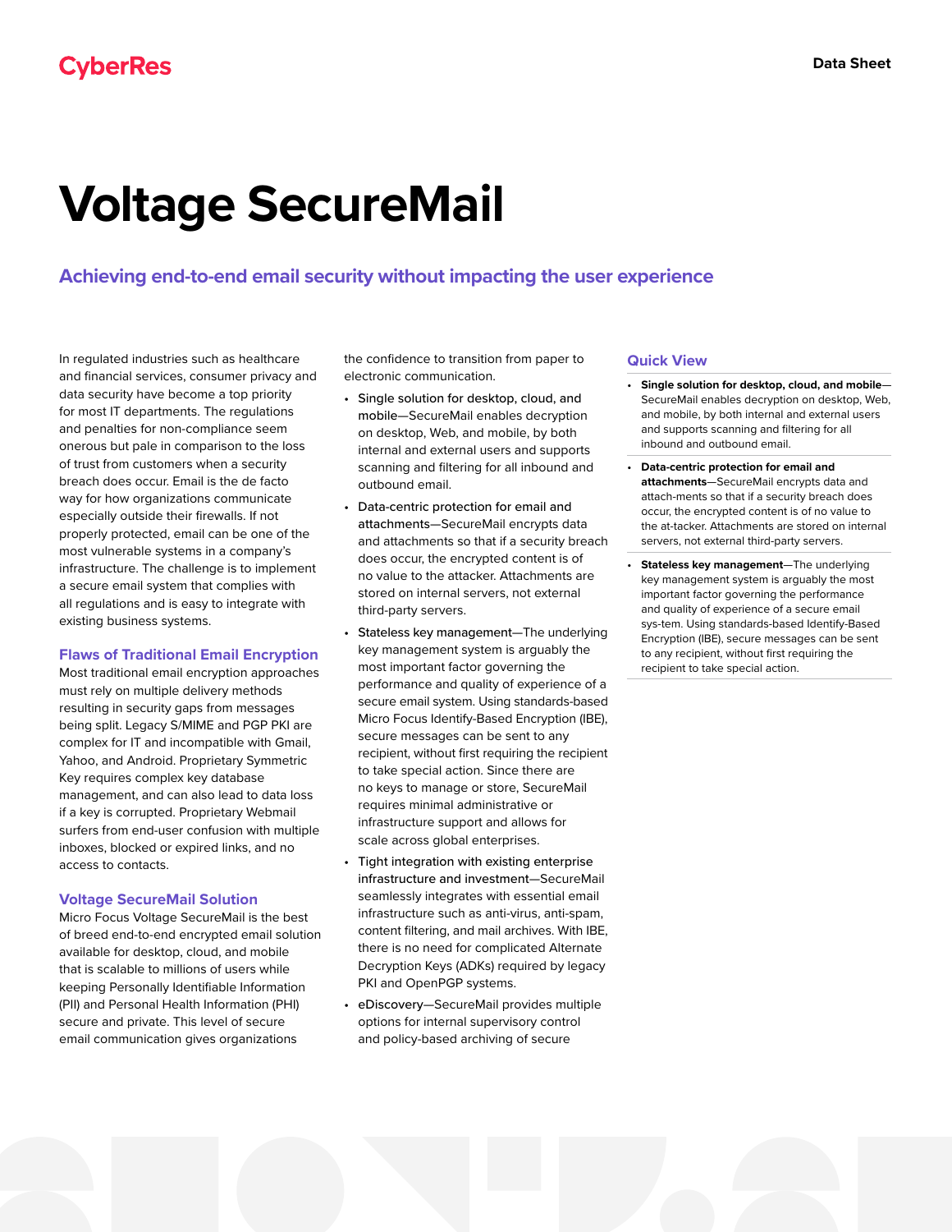CyberRes

Data Sheet

# Voltage SecureMail

## Achieving end-to-end email security without impacting the user experience

In regulated industries such as healthcare and financial services, consumer privacy and data security have become a top priority for most IT departments. The regulations and penalties for non-compliance seem onerous but pale in comparison to the loss of trust from customers when a security breach does occur. Email is the de facto way for how organizations communicate especially outside their firewalls. If not properly protected, email can be one of the most vulnerable systems in a company's infrastructure. The challenge is to implement a secure email system that complies with all regulations and is easy to integrate with existing business systems.

### Flaws of Traditional Email Encryption

Most traditional email encryption approaches must rely on multiple delivery methods resulting in security gaps from messages being split. Legacy S/MIME and PGP PKI are complex for IT and incompatible with Gmail, Yahoo, and Android. Proprietary Symmetric Key requires complex key database management, and can also lead to data loss if a key is corrupted. Proprietary Webmail surfers from end-user confusion with multiple inboxes, blocked or expired links, and no access to contacts.

### Voltage SecureMail Solution

Micro Focus Voltage SecureMail is the best of breed end-to-end encrypted email solution available for desktop, cloud, and mobile that is scalable to millions of users while keeping Personally Identifiable Information (PII) and Personal Health Information (PHI) secure and private. This level of secure email communication gives organizations the confidence to transition from paper to electronic communication.

- Single solution for desktop, cloud, and mobile—SecureMail enables decryption on desktop, Web, and mobile, by both internal and external users and supports scanning and filtering for all inbound and outbound email.
- Data-centric protection for email and attachments—SecureMail encrypts data and attachments so that if a security breach does occur, the encrypted content is of no value to the attacker. Attachments are stored on internal servers, not external third-party servers.
- Stateless key management—The underlying key management system is arguably the most important factor governing the performance and quality of experience of a secure email system. Using standards-based Micro Focus Identify-Based Encryption (IBE), secure messages can be sent to any recipient, without first requiring the recipient to take special action. Since there are no keys to manage or store, SecureMail requires minimal administrative or infrastructure support and allows for scale across global enterprises.
- Tight integration with existing enterprise infrastructure and investment—SecureMail seamlessly integrates with essential email infrastructure such as anti-virus, anti-spam, content filtering, and mail archives. With IBE, there is no need for complicated Alternate Decryption Keys (ADKs) required by legacy PKI and OpenPGP systems.
- eDiscovery—SecureMail provides multiple options for internal supervisory control and policy-based archiving of secure

### Quick View

- **Single solution for desktop, cloud, and mobile**—SecureMail enables decryption on desktop, Web, and mobile, by both internal and external users and supports scanning and filtering for all inbound and outbound email.
- **Data-centric protection for email and attachments**—SecureMail encrypts data and attach-ments so that if a security breach does occur, the encrypted content is of no value to the at-tacker. Attachments are stored on internal servers, not external third-party servers.
- **Stateless key management**—The underlying key management system is arguably the most important factor governing the performance and quality of experience of a secure email sys-tem. Using standards-based Identify-Based Encryption (IBE), secure messages can be sent to any recipient, without first requiring the recipient to take special action.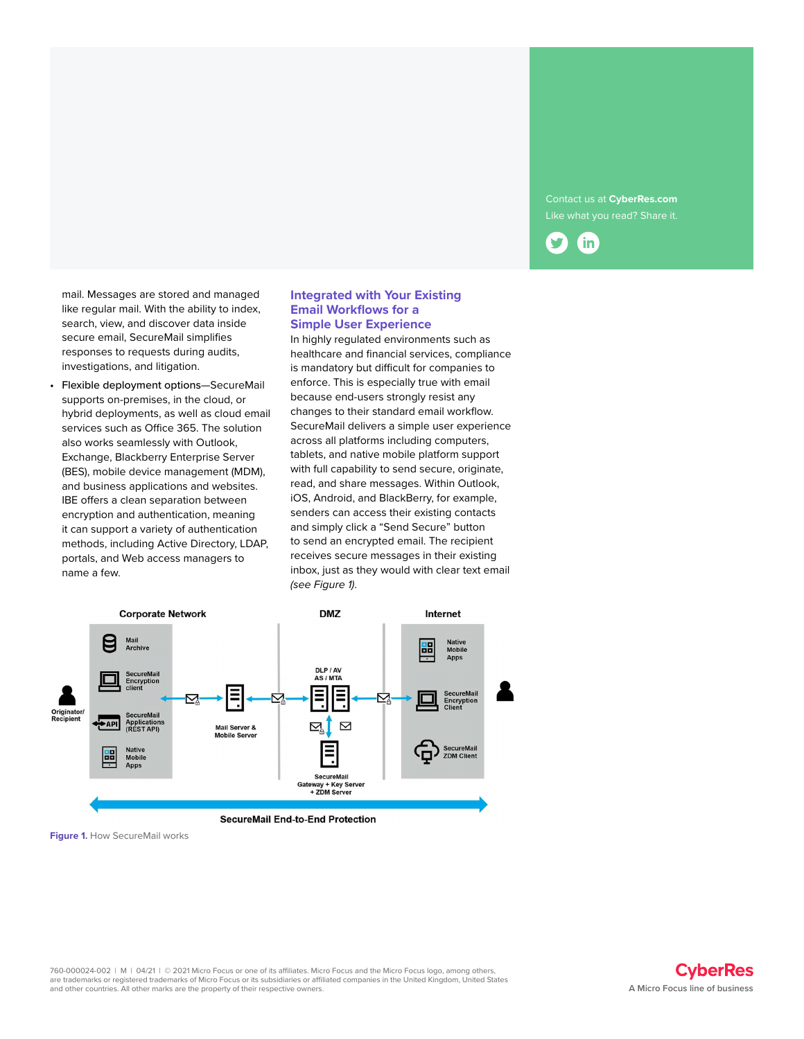Contact us at **CyberRes.com**

Like what you read? Share it.

mail. Messages are stored and managed like regular mail. With the ability to index, search, view, and discover data inside secure email, SecureMail simplifies responses to requests during audits, investigations, and litigation.

- Flexible deployment options—SecureMail supports on-premises, in the cloud, or hybrid deployments, as well as cloud email services such as Office 365. The solution also works seamlessly with Outlook, Exchange, Blackberry Enterprise Server (BES), mobile device management (MDM), and business applications and websites. IBE offers a clean separation between encryption and authentication, meaning it can support a variety of authentication methods, including Active Directory, LDAP, portals, and Web access managers to name a few.

## Integrated with Your Existing Email Workflows for a Simple User Experience

In highly regulated environments such as healthcare and financial services, compliance is mandatory but difficult for companies to enforce. This is especially true with email because end-users strongly resist any changes to their standard email workflow. SecureMail delivers a simple user experience across all platforms including computers, tablets, and native mobile platform support with full capability to send secure, originate, read, and share messages. Within Outlook, iOS, Android, and BlackBerry, for example, senders can access their existing contacts and simply click a “Send Secure” button to send an encrypted email. The recipient receives secure messages in their existing inbox, just as they would with clear text email *(see Figure 1)*.

Corporate Network
DMZ
Internet
Mail Archive
SecureMail Encryption client
SecureMail Applications (REST API)
Native Mobile Apps
API
Originator/ Recipient
Mail Server & Mobile Server
DLP / AV AS / MTA
SecureMail Gateway + Key Server + ZDM Server
Native Mobile Apps
SecureMail Encryption Client
SecureMail ZDM Client
SecureMail End-to-End Protection

**Figure 1.** How SecureMail works

760-000024-002 | M | 04/21 | © 2021 Micro Focus or one of its affiliates. Micro Focus and the Micro Focus logo, among others, are trademarks or registered trademarks of Micro Focus or its subsidiaries or affiliated companies in the United Kingdom, United States and other countries. All other marks are the property of their respective owners.

CyberRes
A Micro Focus line of business